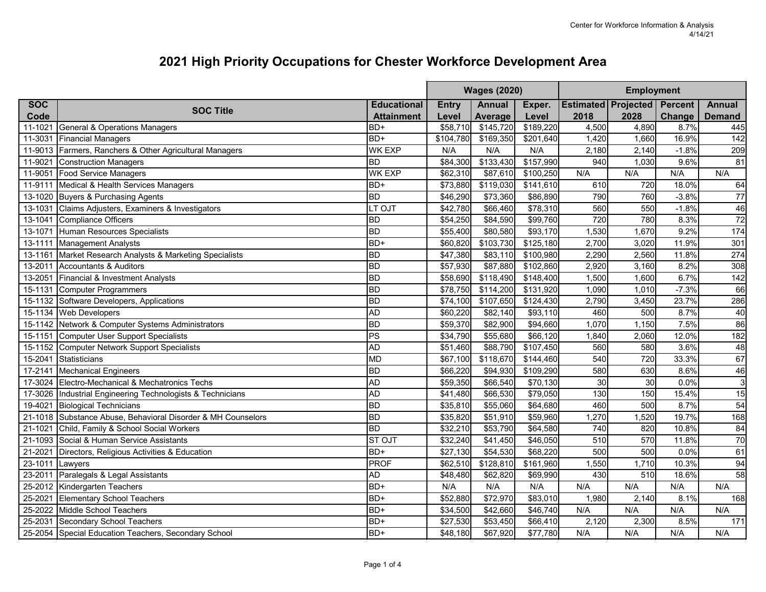Center for Workforce Information & Analysis
4/14/21

# 2021 High Priority Occupations for Chester Workforce Development Area

| SOC Code | SOC Title | Educational Attainment | Wages (2020) | | | Employment | | | |
|---|---|---|---|---|---|---|---|---|---|
| | | | Entry Level | Annual Average | Exper. Level | Estimated 2018 | Projected 2028 | Percent Change | Annual Demand |
| 11-1021 | General & Operations Managers | BD+ | $58,710 | $145,720 | $189,220 | 4,500 | 4,890 | 8.7% | 445 |
| 11-3031 | Financial Managers | BD+ | $104,780 | $169,350 | $201,640 | 1,420 | 1,660 | 16.9% | 142 |
| 11-9013 | Farmers, Ranchers & Other Agricultural Managers | WK EXP | N/A | N/A | N/A | 2,180 | 2,140 | -1.8% | 209 |
| 11-9021 | Construction Managers | BD | $84,300 | $133,430 | $157,990 | 940 | 1,030 | 9.6% | 81 |
| 11-9051 | Food Service Managers | WK EXP | $62,310 | $87,610 | $100,250 | N/A | N/A | N/A | N/A |
| 11-9111 | Medical & Health Services Managers | BD+ | $73,880 | $119,030 | $141,610 | 610 | 720 | 18.0% | 64 |
| 13-1020 | Buyers & Purchasing Agents | BD | $46,290 | $73,360 | $86,890 | 790 | 760 | -3.8% | 77 |
| 13-1031 | Claims Adjusters, Examiners & Investigators | LT OJT | $42,780 | $66,460 | $78,310 | 560 | 550 | -1.8% | 46 |
| 13-1041 | Compliance Officers | BD | $54,250 | $84,590 | $99,760 | 720 | 780 | 8.3% | 72 |
| 13-1071 | Human Resources Specialists | BD | $55,400 | $80,580 | $93,170 | 1,530 | 1,670 | 9.2% | 174 |
| 13-1111 | Management Analysts | BD+ | $60,820 | $103,730 | $125,180 | 2,700 | 3,020 | 11.9% | 301 |
| 13-1161 | Market Research Analysts & Marketing Specialists | BD | $47,380 | $83,110 | $100,980 | 2,290 | 2,560 | 11.8% | 274 |
| 13-2011 | Accountants & Auditors | BD | $57,930 | $87,880 | $102,860 | 2,920 | 3,160 | 8.2% | 308 |
| 13-2051 | Financial & Investment Analysts | BD | $58,690 | $118,490 | $148,400 | 1,500 | 1,600 | 6.7% | 142 |
| 15-1131 | Computer Programmers | BD | $78,750 | $114,200 | $131,920 | 1,090 | 1,010 | -7.3% | 66 |
| 15-1132 | Software Developers, Applications | BD | $74,100 | $107,650 | $124,430 | 2,790 | 3,450 | 23.7% | 286 |
| 15-1134 | Web Developers | AD | $60,220 | $82,140 | $93,110 | 460 | 500 | 8.7% | 40 |
| 15-1142 | Network & Computer Systems Administrators | BD | $59,370 | $82,900 | $94,660 | 1,070 | 1,150 | 7.5% | 86 |
| 15-1151 | Computer User Support Specialists | PS | $34,790 | $55,680 | $66,120 | 1,840 | 2,060 | 12.0% | 182 |
| 15-1152 | Computer Network Support Specialists | AD | $51,460 | $88,790 | $107,450 | 560 | 580 | 3.6% | 48 |
| 15-2041 | Statisticians | MD | $67,100 | $118,670 | $144,460 | 540 | 720 | 33.3% | 67 |
| 17-2141 | Mechanical Engineers | BD | $66,220 | $94,930 | $109,290 | 580 | 630 | 8.6% | 46 |
| 17-3024 | Electro-Mechanical & Mechatronics Techs | AD | $59,350 | $66,540 | $70,130 | 30 | 30 | 0.0% | 3 |
| 17-3026 | Industrial Engineering Technologists & Technicians | AD | $41,480 | $66,530 | $79,050 | 130 | 150 | 15.4% | 15 |
| 19-4021 | Biological Technicians | BD | $35,810 | $55,060 | $64,680 | 460 | 500 | 8.7% | 54 |
| 21-1018 | Substance Abuse, Behavioral Disorder & MH Counselors | BD | $35,820 | $51,910 | $59,960 | 1,270 | 1,520 | 19.7% | 168 |
| 21-1021 | Child, Family & School Social Workers | BD | $32,210 | $53,790 | $64,580 | 740 | 820 | 10.8% | 84 |
| 21-1093 | Social & Human Service Assistants | ST OJT | $32,240 | $41,450 | $46,050 | 510 | 570 | 11.8% | 70 |
| 21-2021 | Directors, Religious Activities & Education | BD+ | $27,130 | $54,530 | $68,220 | 500 | 500 | 0.0% | 61 |
| 23-1011 | Lawyers | PROF | $62,510 | $128,810 | $161,960 | 1,550 | 1,710 | 10.3% | 94 |
| 23-2011 | Paralegals & Legal Assistants | AD | $48,480 | $62,820 | $69,990 | 430 | 510 | 18.6% | 58 |
| 25-2012 | Kindergarten Teachers | BD+ | N/A | N/A | N/A | N/A | N/A | N/A | N/A |
| 25-2021 | Elementary School Teachers | BD+ | $52,880 | $72,970 | $83,010 | 1,980 | 2,140 | 8.1% | 168 |
| 25-2022 | Middle School Teachers | BD+ | $34,500 | $42,660 | $46,740 | N/A | N/A | N/A | N/A |
| 25-2031 | Secondary School Teachers | BD+ | $27,530 | $53,450 | $66,410 | 2,120 | 2,300 | 8.5% | 171 |
| 25-2054 | Special Education Teachers, Secondary School | BD+ | $48,180 | $67,920 | $77,780 | N/A | N/A | N/A | N/A |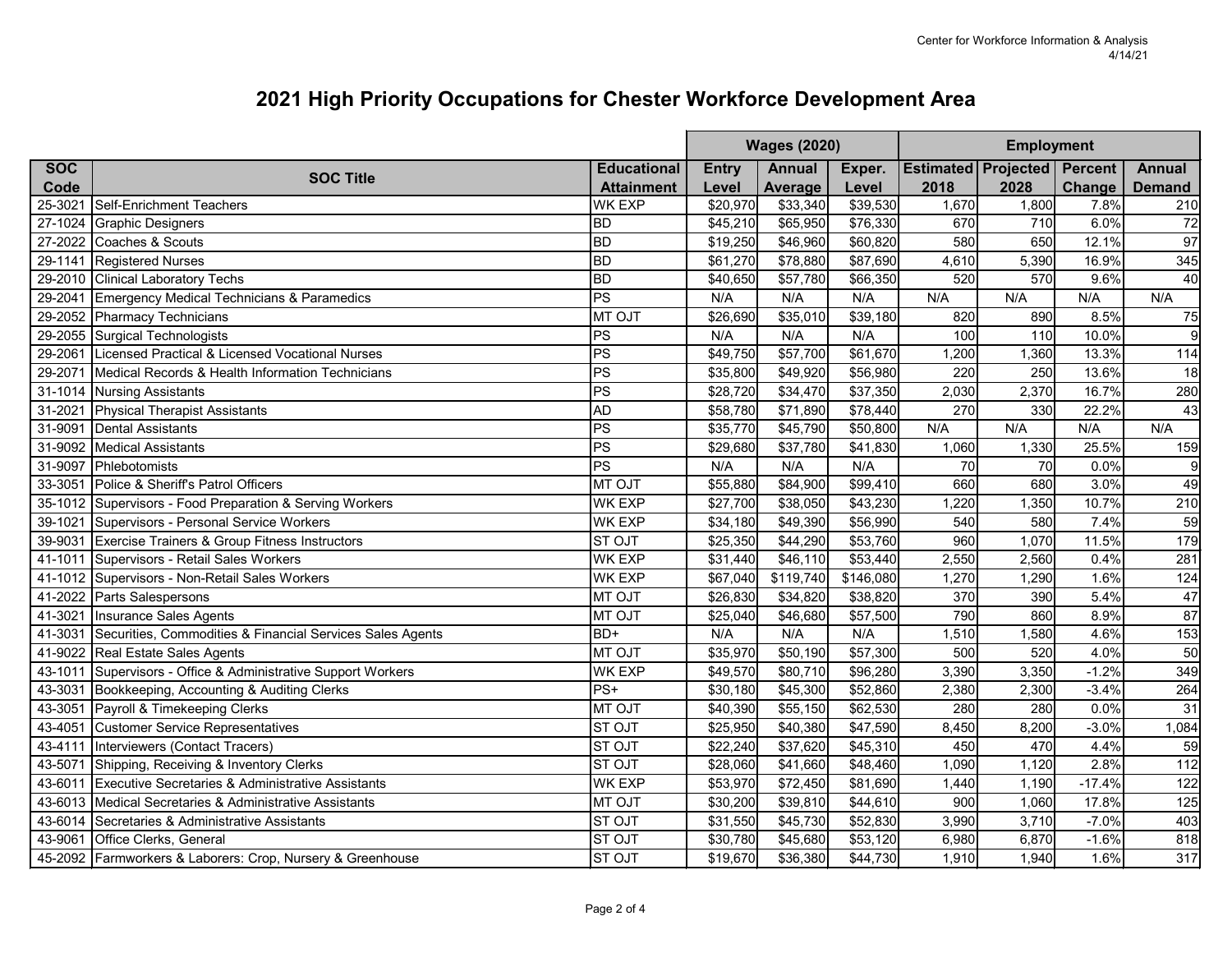# 2021 High Priority Occupations for Chester Workforce Development Area

| SOC Code | SOC Title | Educational Attainment | Wages (2020) Entry Level | Annual Average | Exper. Level | Employment Estimated 2018 | Projected 2028 | Percent Change | Annual Demand |
|---|---|---|---|---|---|---|---|---|---|
| 25-3021 | Self-Enrichment Teachers | WK EXP | $20,970 | $33,340 | $39,530 | 1,670 | 1,800 | 7.8% | 210 |
| 27-1024 | Graphic Designers | BD | $45,210 | $65,950 | $76,330 | 670 | 710 | 6.0% | 72 |
| 27-2022 | Coaches & Scouts | BD | $19,250 | $46,960 | $60,820 | 580 | 650 | 12.1% | 97 |
| 29-1141 | Registered Nurses | BD | $61,270 | $78,880 | $87,690 | 4,610 | 5,390 | 16.9% | 345 |
| 29-2010 | Clinical Laboratory Techs | BD | $40,650 | $57,780 | $66,350 | 520 | 570 | 9.6% | 40 |
| 29-2041 | Emergency Medical Technicians & Paramedics | PS | N/A | N/A | N/A | N/A | N/A | N/A | N/A |
| 29-2052 | Pharmacy Technicians | MT OJT | $26,690 | $35,010 | $39,180 | 820 | 890 | 8.5% | 75 |
| 29-2055 | Surgical Technologists | PS | N/A | N/A | N/A | 100 | 110 | 10.0% | 9 |
| 29-2061 | Licensed Practical & Licensed Vocational Nurses | PS | $49,750 | $57,700 | $61,670 | 1,200 | 1,360 | 13.3% | 114 |
| 29-2071 | Medical Records & Health Information Technicians | PS | $35,800 | $49,920 | $56,980 | 220 | 250 | 13.6% | 18 |
| 31-1014 | Nursing Assistants | PS | $28,720 | $34,470 | $37,350 | 2,030 | 2,370 | 16.7% | 280 |
| 31-2021 | Physical Therapist Assistants | AD | $58,780 | $71,890 | $78,440 | 270 | 330 | 22.2% | 43 |
| 31-9091 | Dental Assistants | PS | $35,770 | $45,790 | $50,800 | N/A | N/A | N/A | N/A |
| 31-9092 | Medical Assistants | PS | $29,680 | $37,780 | $41,830 | 1,060 | 1,330 | 25.5% | 159 |
| 31-9097 | Phlebotomists | PS | N/A | N/A | N/A | 70 | 70 | 0.0% | 9 |
| 33-3051 | Police & Sheriff's Patrol Officers | MT OJT | $55,880 | $84,900 | $99,410 | 660 | 680 | 3.0% | 49 |
| 35-1012 | Supervisors - Food Preparation & Serving Workers | WK EXP | $27,700 | $38,050 | $43,230 | 1,220 | 1,350 | 10.7% | 210 |
| 39-1021 | Supervisors - Personal Service Workers | WK EXP | $34,180 | $49,390 | $56,990 | 540 | 580 | 7.4% | 59 |
| 39-9031 | Exercise Trainers & Group Fitness Instructors | ST OJT | $25,350 | $44,290 | $53,760 | 960 | 1,070 | 11.5% | 179 |
| 41-1011 | Supervisors - Retail Sales Workers | WK EXP | $31,440 | $46,110 | $53,440 | 2,550 | 2,560 | 0.4% | 281 |
| 41-1012 | Supervisors - Non-Retail Sales Workers | WK EXP | $67,040 | $119,740 | $146,080 | 1,270 | 1,290 | 1.6% | 124 |
| 41-2022 | Parts Salespersons | MT OJT | $26,830 | $34,820 | $38,820 | 370 | 390 | 5.4% | 47 |
| 41-3021 | Insurance Sales Agents | MT OJT | $25,040 | $46,680 | $57,500 | 790 | 860 | 8.9% | 87 |
| 41-3031 | Securities, Commodities & Financial Services Sales Agents | BD+ | N/A | N/A | N/A | 1,510 | 1,580 | 4.6% | 153 |
| 41-9022 | Real Estate Sales Agents | MT OJT | $35,970 | $50,190 | $57,300 | 500 | 520 | 4.0% | 50 |
| 43-1011 | Supervisors - Office & Administrative Support Workers | WK EXP | $49,570 | $80,710 | $96,280 | 3,390 | 3,350 | -1.2% | 349 |
| 43-3031 | Bookkeeping, Accounting & Auditing Clerks | PS+ | $30,180 | $45,300 | $52,860 | 2,380 | 2,300 | -3.4% | 264 |
| 43-3051 | Payroll & Timekeeping Clerks | MT OJT | $40,390 | $55,150 | $62,530 | 280 | 280 | 0.0% | 31 |
| 43-4051 | Customer Service Representatives | ST OJT | $25,950 | $40,380 | $47,590 | 8,450 | 8,200 | -3.0% | 1,084 |
| 43-4111 | Interviewers (Contact Tracers) | ST OJT | $22,240 | $37,620 | $45,310 | 450 | 470 | 4.4% | 59 |
| 43-5071 | Shipping, Receiving & Inventory Clerks | ST OJT | $28,060 | $41,660 | $48,460 | 1,090 | 1,120 | 2.8% | 112 |
| 43-6011 | Executive Secretaries & Administrative Assistants | WK EXP | $53,970 | $72,450 | $81,690 | 1,440 | 1,190 | -17.4% | 122 |
| 43-6013 | Medical Secretaries & Administrative Assistants | MT OJT | $30,200 | $39,810 | $44,610 | 900 | 1,060 | 17.8% | 125 |
| 43-6014 | Secretaries & Administrative Assistants | ST OJT | $31,550 | $45,730 | $52,830 | 3,990 | 3,710 | -7.0% | 403 |
| 43-9061 | Office Clerks, General | ST OJT | $30,780 | $45,680 | $53,120 | 6,980 | 6,870 | -1.6% | 818 |
| 45-2092 | Farmworkers & Laborers: Crop, Nursery & Greenhouse | ST OJT | $19,670 | $36,380 | $44,730 | 1,910 | 1,940 | 1.6% | 317 |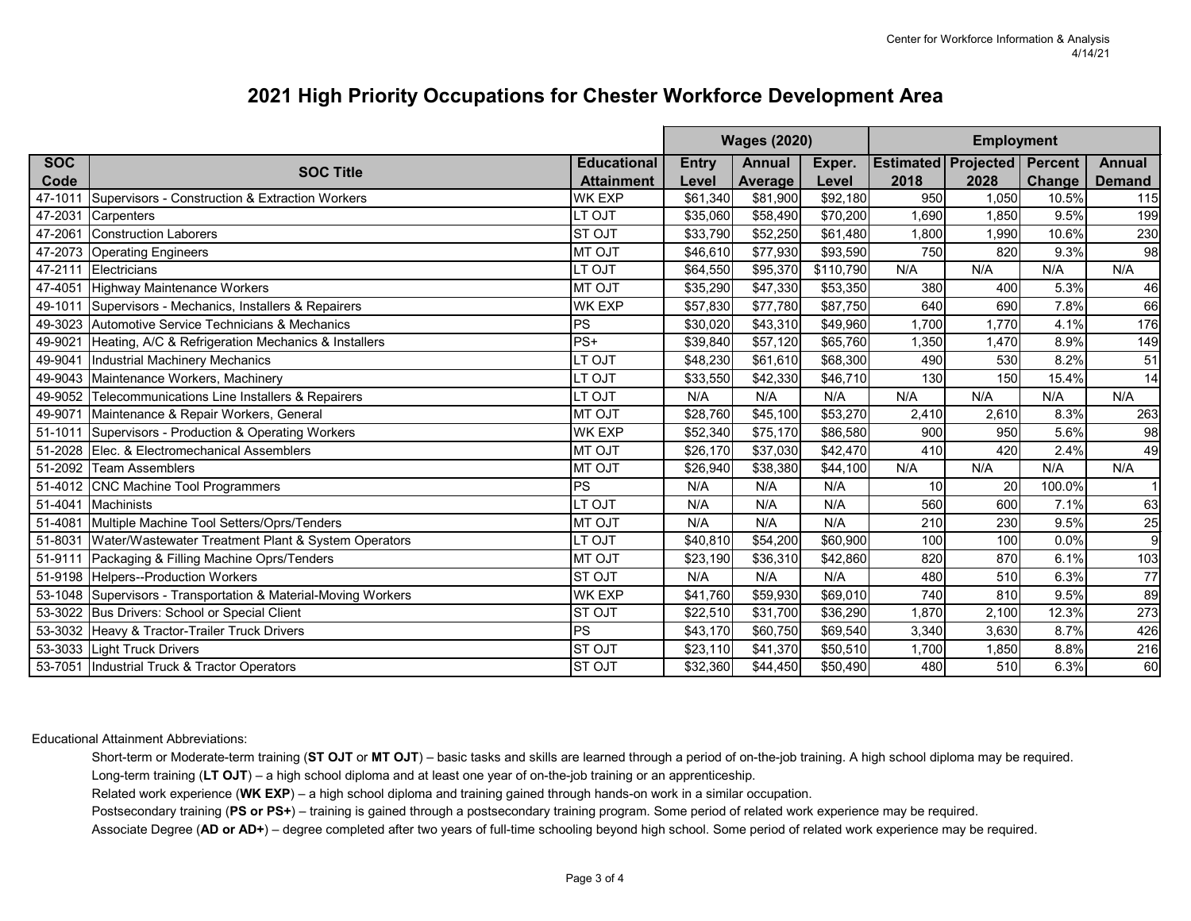# 2021 High Priority Occupations for Chester Workforce Development Area

| SOC Code | SOC Title | Educational Attainment | Wages (2020) | | | Employment | | | |
|---|---|---|---|---|---|---|---|---|---|
| | | | Entry Level | Annual Average | Exper. Level | Estimated 2018 | Projected 2028 | Percent Change | Annual Demand |
| 47-1011 | Supervisors - Construction & Extraction Workers | WK EXP | $61,340 | $81,900 | $92,180 | 950 | 1,050 | 10.5% | 115 |
| 47-2031 | Carpenters | LT OJT | $35,060 | $58,490 | $70,200 | 1,690 | 1,850 | 9.5% | 199 |
| 47-2061 | Construction Laborers | ST OJT | $33,790 | $52,250 | $61,480 | 1,800 | 1,990 | 10.6% | 230 |
| 47-2073 | Operating Engineers | MT OJT | $46,610 | $77,930 | $93,590 | 750 | 820 | 9.3% | 98 |
| 47-2111 | Electricians | LT OJT | $64,550 | $95,370 | $110,790 | N/A | N/A | N/A | N/A |
| 47-4051 | Highway Maintenance Workers | MT OJT | $35,290 | $47,330 | $53,350 | 380 | 400 | 5.3% | 46 |
| 49-1011 | Supervisors - Mechanics, Installers & Repairers | WK EXP | $57,830 | $77,780 | $87,750 | 640 | 690 | 7.8% | 66 |
| 49-3023 | Automotive Service Technicians & Mechanics | PS | $30,020 | $43,310 | $49,960 | 1,700 | 1,770 | 4.1% | 176 |
| 49-9021 | Heating, A/C & Refrigeration Mechanics & Installers | PS+ | $39,840 | $57,120 | $65,760 | 1,350 | 1,470 | 8.9% | 149 |
| 49-9041 | Industrial Machinery Mechanics | LT OJT | $48,230 | $61,610 | $68,300 | 490 | 530 | 8.2% | 51 |
| 49-9043 | Maintenance Workers, Machinery | LT OJT | $33,550 | $42,330 | $46,710 | 130 | 150 | 15.4% | 14 |
| 49-9052 | Telecommunications Line Installers & Repairers | LT OJT | N/A | N/A | N/A | N/A | N/A | N/A | N/A |
| 49-9071 | Maintenance & Repair Workers, General | MT OJT | $28,760 | $45,100 | $53,270 | 2,410 | 2,610 | 8.3% | 263 |
| 51-1011 | Supervisors - Production & Operating Workers | WK EXP | $52,340 | $75,170 | $86,580 | 900 | 950 | 5.6% | 98 |
| 51-2028 | Elec. & Electromechanical Assemblers | MT OJT | $26,170 | $37,030 | $42,470 | 410 | 420 | 2.4% | 49 |
| 51-2092 | Team Assemblers | MT OJT | $26,940 | $38,380 | $44,100 | N/A | N/A | N/A | N/A |
| 51-4012 | CNC Machine Tool Programmers | PS | N/A | N/A | N/A | 10 | 20 | 100.0% | 1 |
| 51-4041 | Machinists | LT OJT | N/A | N/A | N/A | 560 | 600 | 7.1% | 63 |
| 51-4081 | Multiple Machine Tool Setters/Oprs/Tenders | MT OJT | N/A | N/A | N/A | 210 | 230 | 9.5% | 25 |
| 51-8031 | Water/Wastewater Treatment Plant & System Operators | LT OJT | $40,810 | $54,200 | $60,900 | 100 | 100 | 0.0% | 9 |
| 51-9111 | Packaging & Filling Machine Oprs/Tenders | MT OJT | $23,190 | $36,310 | $42,860 | 820 | 870 | 6.1% | 103 |
| 51-9198 | Helpers--Production Workers | ST OJT | N/A | N/A | N/A | 480 | 510 | 6.3% | 77 |
| 53-1048 | Supervisors - Transportation & Material-Moving Workers | WK EXP | $41,760 | $59,930 | $69,010 | 740 | 810 | 9.5% | 89 |
| 53-3022 | Bus Drivers: School or Special Client | ST OJT | $22,510 | $31,700 | $36,290 | 1,870 | 2,100 | 12.3% | 273 |
| 53-3032 | Heavy & Tractor-Trailer Truck Drivers | PS | $43,170 | $60,750 | $69,540 | 3,340 | 3,630 | 8.7% | 426 |
| 53-3033 | Light Truck Drivers | ST OJT | $23,110 | $41,370 | $50,510 | 1,700 | 1,850 | 8.8% | 216 |
| 53-7051 | Industrial Truck & Tractor Operators | ST OJT | $32,360 | $44,450 | $50,490 | 480 | 510 | 6.3% | 60 |

Educational Attainment Abbreviations:

- Short-term or Moderate-term training (**ST OJT** or **MT OJT**) – basic tasks and skills are learned through a period of on-the-job training. A high school diploma may be required.
- Long-term training (**LT OJT**) – a high school diploma and at least one year of on-the-job training or an apprenticeship.
- Related work experience (**WK EXP**) – a high school diploma and training gained through hands-on work in a similar occupation.
- Postsecondary training (**PS or PS+**) – training is gained through a postsecondary training program. Some period of related work experience may be required.
- Associate Degree (**AD or AD+**) – degree completed after two years of full-time schooling beyond high school. Some period of related work experience may be required.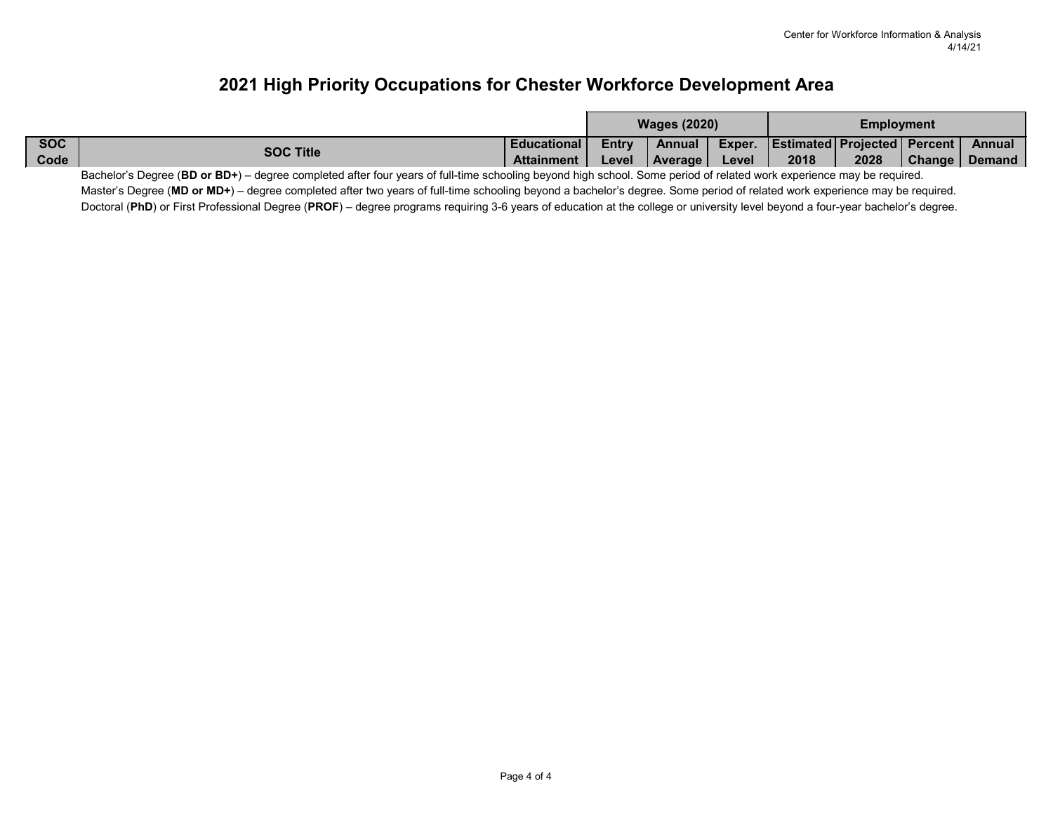# 2021 High Priority Occupations for Chester Workforce Development Area

| | | | Wages (2020) | | | Employment | | | |
|---|---|---|---|---|---|---|---|---|---|
| SOC Code | SOC Title | Educational Attainment | Entry Level | Annual Average | Exper. Level | Estimated 2018 | Projected 2028 | Percent Change | Annual Demand |

Bachelor’s Degree (**BD or BD+**) – degree completed after four years of full-time schooling beyond high school. Some period of related work experience may be required.

Master’s Degree (**MD or MD+**) – degree completed after two years of full-time schooling beyond a bachelor’s degree. Some period of related work experience may be required.

Doctoral (**PhD**) or First Professional Degree (**PROF**) – degree programs requiring 3-6 years of education at the college or university level beyond a four-year bachelor’s degree.